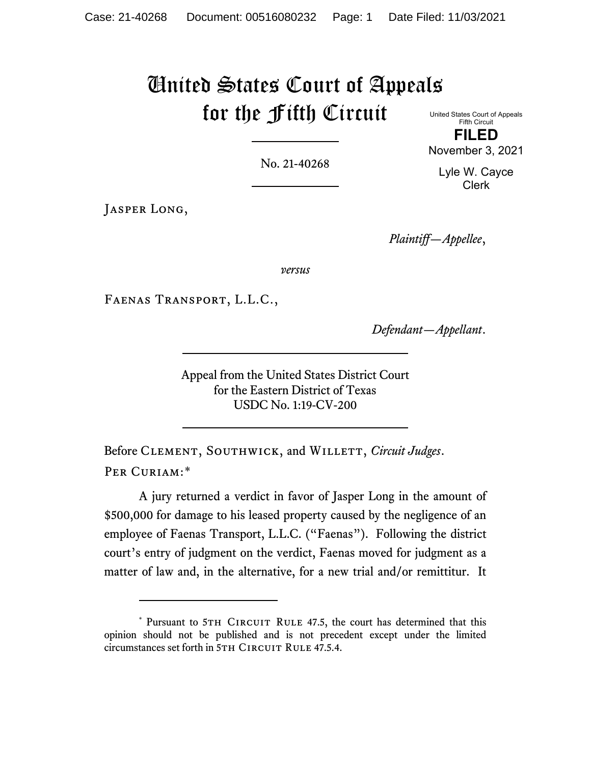# United States Court of Appeals for the Fifth Circuit

United States Court of Appeals
Fifth Circuit

**FILED**

November 3, 2021

Lyle W. Cayce
Clerk

No. 21-40268

Jasper Long,

*Plaintiff—Appellee*,

*versus*

Faenas Transport, L.L.C.,

*Defendant—Appellant*.

Appeal from the United States District Court
for the Eastern District of Texas
USDC No. 1:19-CV-200

Before Clement, Southwick, and Willett, *Circuit Judges*.

Per Curiam:*

A jury returned a verdict in favor of Jasper Long in the amount of $500,000 for damage to his leased property caused by the negligence of an employee of Faenas Transport, L.L.C. ("Faenas"). Following the district court's entry of judgment on the verdict, Faenas moved for judgment as a matter of law and, in the alternative, for a new trial and/or remittitur. It

---

* Pursuant to 5th Circuit Rule 47.5, the court has determined that this opinion should not be published and is not precedent except under the limited circumstances set forth in 5th Circuit Rule 47.5.4.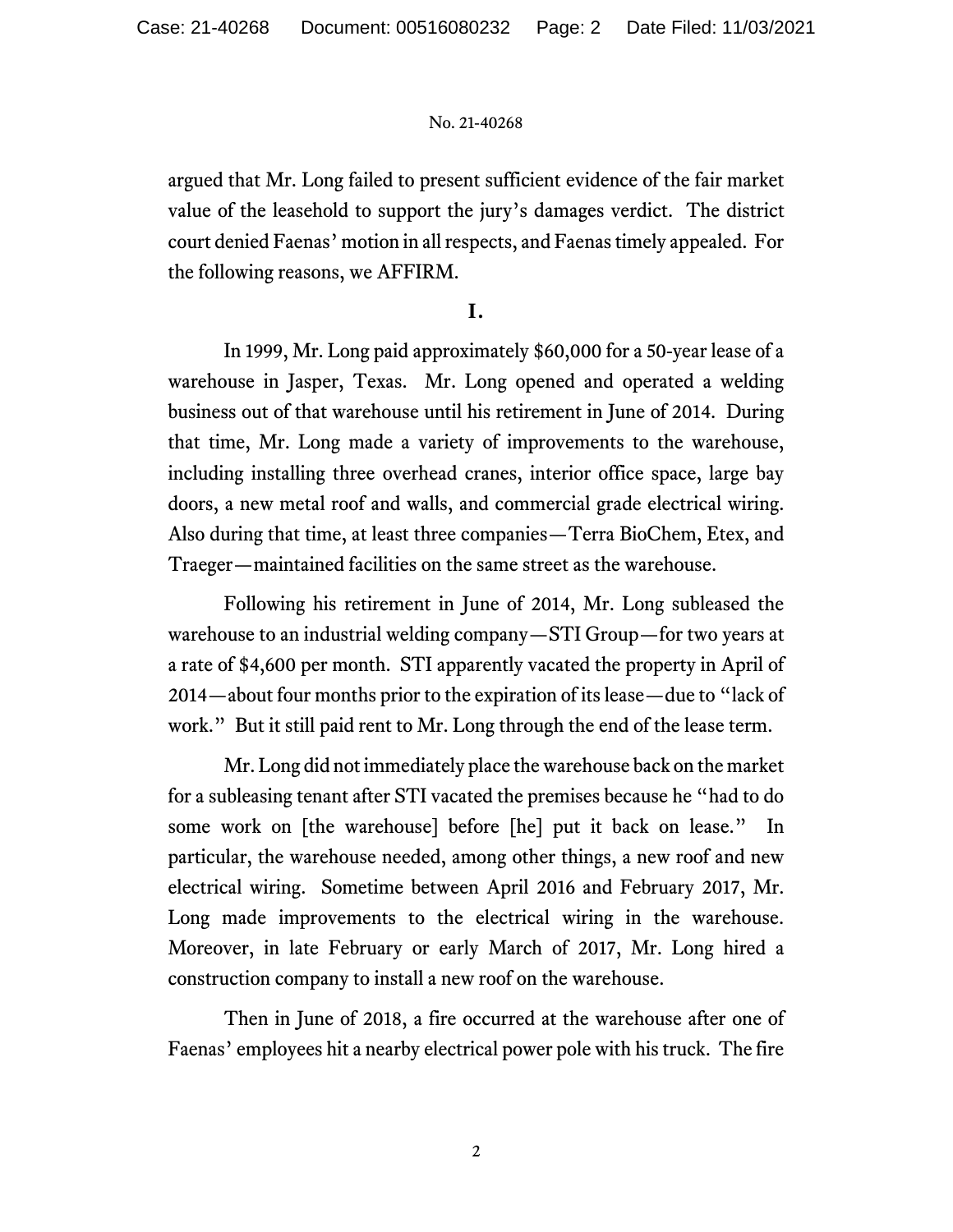argued that Mr. Long failed to present sufficient evidence of the fair market value of the leasehold to support the jury's damages verdict. The district court denied Faenas' motion in all respects, and Faenas timely appealed. For the following reasons, we AFFIRM.

## I.

In 1999, Mr. Long paid approximately $60,000 for a 50-year lease of a warehouse in Jasper, Texas. Mr. Long opened and operated a welding business out of that warehouse until his retirement in June of 2014. During that time, Mr. Long made a variety of improvements to the warehouse, including installing three overhead cranes, interior office space, large bay doors, a new metal roof and walls, and commercial grade electrical wiring. Also during that time, at least three companies—Terra BioChem, Etex, and Traeger—maintained facilities on the same street as the warehouse.

Following his retirement in June of 2014, Mr. Long subleased the warehouse to an industrial welding company—STI Group—for two years at a rate of $4,600 per month. STI apparently vacated the property in April of 2014—about four months prior to the expiration of its lease—due to "lack of work." But it still paid rent to Mr. Long through the end of the lease term.

Mr. Long did not immediately place the warehouse back on the market for a subleasing tenant after STI vacated the premises because he "had to do some work on [the warehouse] before [he] put it back on lease." In particular, the warehouse needed, among other things, a new roof and new electrical wiring. Sometime between April 2016 and February 2017, Mr. Long made improvements to the electrical wiring in the warehouse. Moreover, in late February or early March of 2017, Mr. Long hired a construction company to install a new roof on the warehouse.

Then in June of 2018, a fire occurred at the warehouse after one of Faenas' employees hit a nearby electrical power pole with his truck. The fire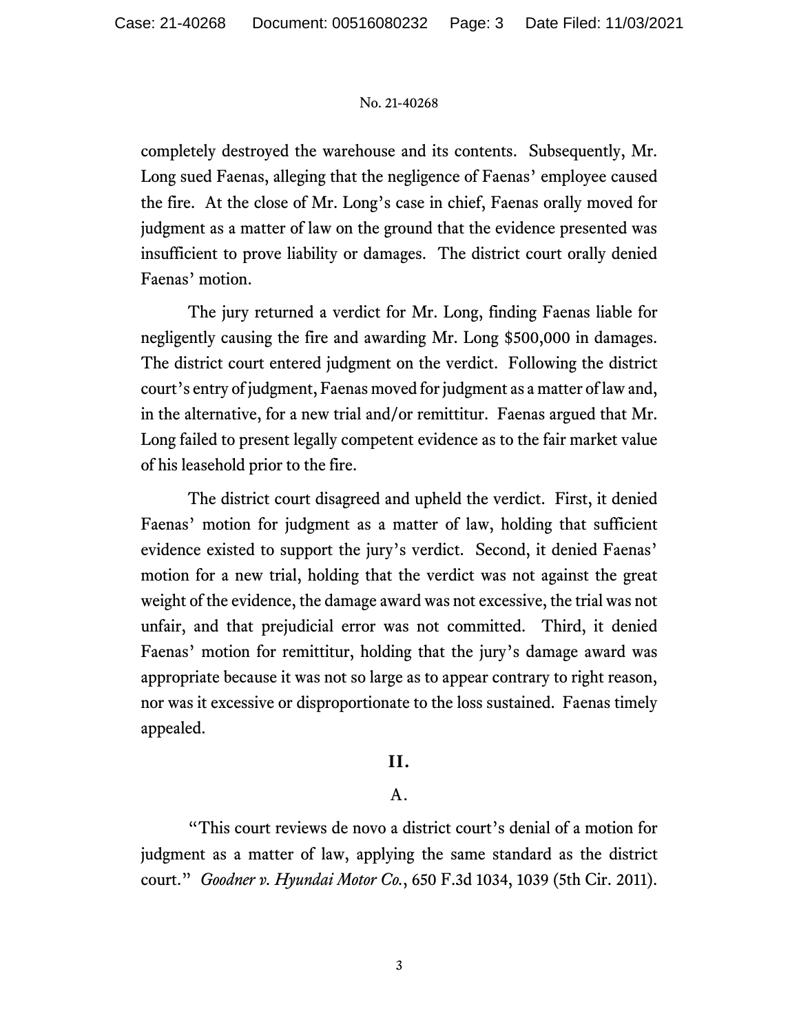completely destroyed the warehouse and its contents. Subsequently, Mr. Long sued Faenas, alleging that the negligence of Faenas' employee caused the fire. At the close of Mr. Long's case in chief, Faenas orally moved for judgment as a matter of law on the ground that the evidence presented was insufficient to prove liability or damages. The district court orally denied Faenas' motion.

The jury returned a verdict for Mr. Long, finding Faenas liable for negligently causing the fire and awarding Mr. Long $500,000 in damages. The district court entered judgment on the verdict. Following the district court's entry of judgment, Faenas moved for judgment as a matter of law and, in the alternative, for a new trial and/or remittitur. Faenas argued that Mr. Long failed to present legally competent evidence as to the fair market value of his leasehold prior to the fire.

The district court disagreed and upheld the verdict. First, it denied Faenas' motion for judgment as a matter of law, holding that sufficient evidence existed to support the jury's verdict. Second, it denied Faenas' motion for a new trial, holding that the verdict was not against the great weight of the evidence, the damage award was not excessive, the trial was not unfair, and that prejudicial error was not committed. Third, it denied Faenas' motion for remittitur, holding that the jury's damage award was appropriate because it was not so large as to appear contrary to right reason, nor was it excessive or disproportionate to the loss sustained. Faenas timely appealed.

## II.

### A.

"This court reviews de novo a district court's denial of a motion for judgment as a matter of law, applying the same standard as the district court." *Goodner v. Hyundai Motor Co.*, 650 F.3d 1034, 1039 (5th Cir. 2011).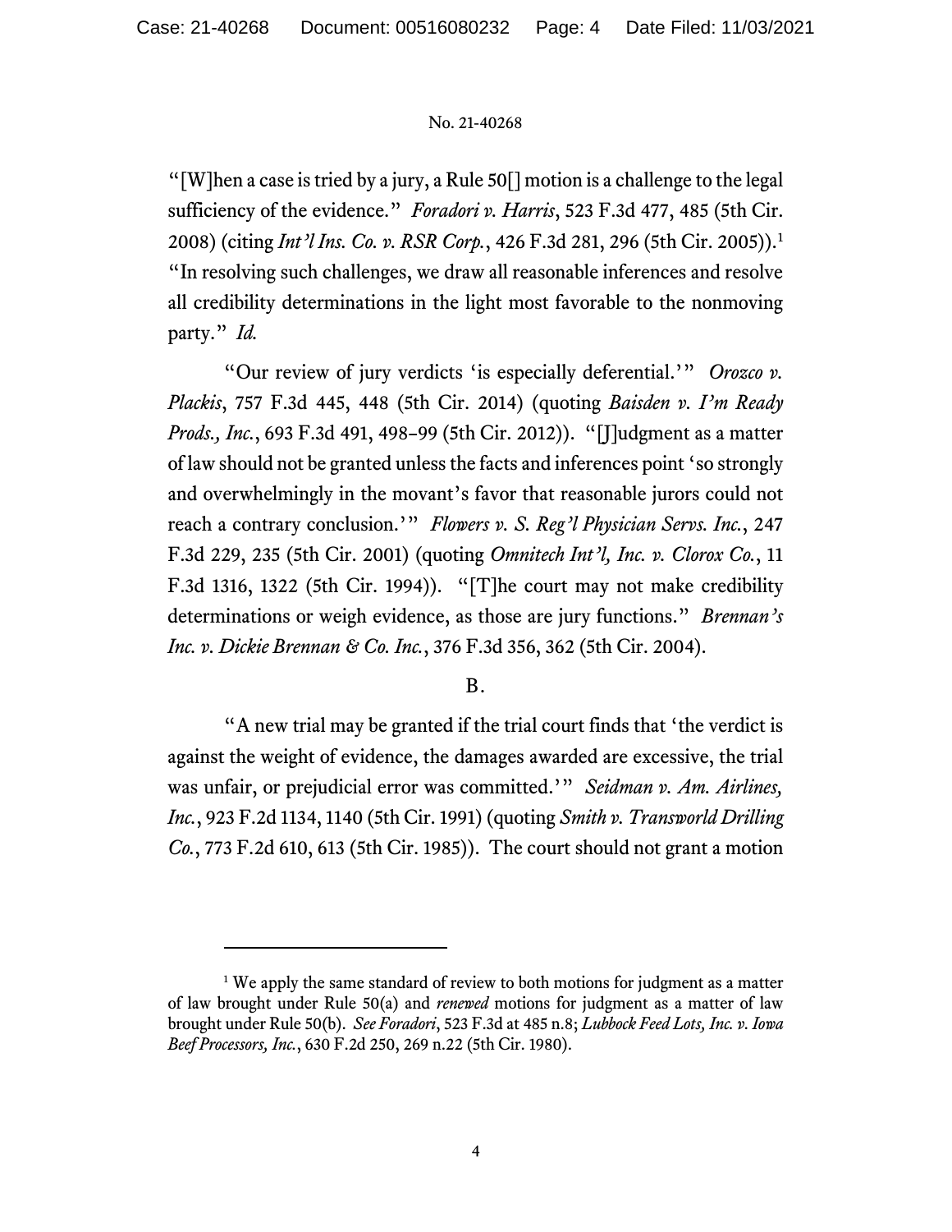"[W]hen a case is tried by a jury, a Rule 50[] motion is a challenge to the legal sufficiency of the evidence." *Foradori v. Harris*, 523 F.3d 477, 485 (5th Cir. 2008) (citing *Int'l Ins. Co. v. RSR Corp.*, 426 F.3d 281, 296 (5th Cir. 2005)).[1] "In resolving such challenges, we draw all reasonable inferences and resolve all credibility determinations in the light most favorable to the nonmoving party." *Id.*

"Our review of jury verdicts 'is especially deferential.'" *Orozco v. Plackis*, 757 F.3d 445, 448 (5th Cir. 2014) (quoting *Baisden v. I'm Ready Prods., Inc.*, 693 F.3d 491, 498–99 (5th Cir. 2012)). "[J]udgment as a matter of law should not be granted unless the facts and inferences point 'so strongly and overwhelmingly in the movant's favor that reasonable jurors could not reach a contrary conclusion.'" *Flowers v. S. Reg'l Physician Servs. Inc.*, 247 F.3d 229, 235 (5th Cir. 2001) (quoting *Omnitech Int'l, Inc. v. Clorox Co.*, 11 F.3d 1316, 1322 (5th Cir. 1994)). "[T]he court may not make credibility determinations or weigh evidence, as those are jury functions." *Brennan's Inc. v. Dickie Brennan & Co. Inc.*, 376 F.3d 356, 362 (5th Cir. 2004).

## B.

"A new trial may be granted if the trial court finds that 'the verdict is against the weight of evidence, the damages awarded are excessive, the trial was unfair, or prejudicial error was committed.'" *Seidman v. Am. Airlines, Inc.*, 923 F.2d 1134, 1140 (5th Cir. 1991) (quoting *Smith v. Transworld Drilling Co.*, 773 F.2d 610, 613 (5th Cir. 1985)). The court should not grant a motion

---

[1] We apply the same standard of review to both motions for judgment as a matter of law brought under Rule 50(a) and *renewed* motions for judgment as a matter of law brought under Rule 50(b). *See Foradori*, 523 F.3d at 485 n.8; *Lubbock Feed Lots, Inc. v. Iowa Beef Processors, Inc.*, 630 F.2d 250, 269 n.22 (5th Cir. 1980).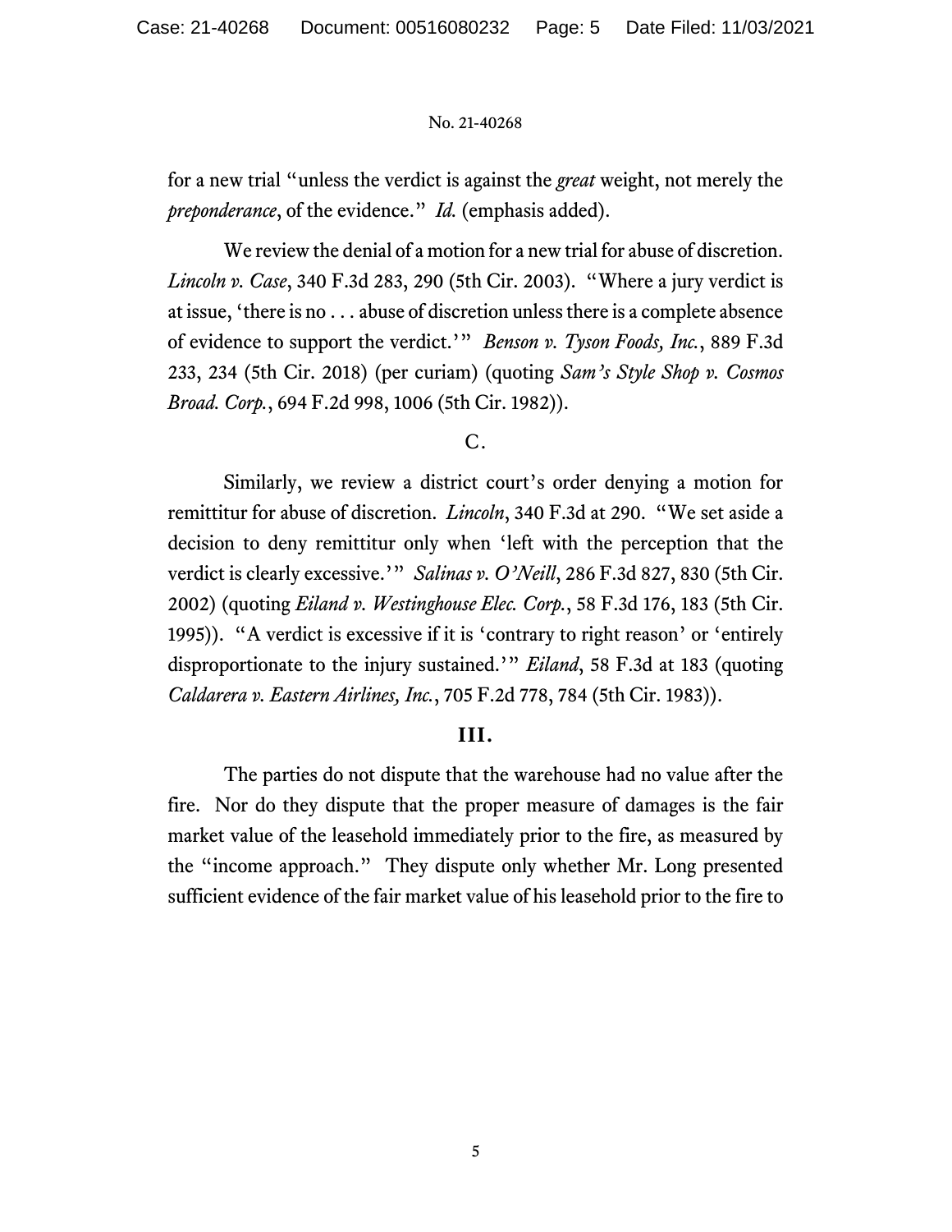for a new trial "unless the verdict is against the *great* weight, not merely the *preponderance*, of the evidence." *Id.* (emphasis added).

We review the denial of a motion for a new trial for abuse of discretion. *Lincoln v. Case*, 340 F.3d 283, 290 (5th Cir. 2003). "Where a jury verdict is at issue, 'there is no . . . abuse of discretion unless there is a complete absence of evidence to support the verdict.'" *Benson v. Tyson Foods, Inc.*, 889 F.3d 233, 234 (5th Cir. 2018) (per curiam) (quoting *Sam's Style Shop v. Cosmos Broad. Corp.*, 694 F.2d 998, 1006 (5th Cir. 1982)).

### C.

Similarly, we review a district court's order denying a motion for remittitur for abuse of discretion. *Lincoln*, 340 F.3d at 290. "We set aside a decision to deny remittitur only when 'left with the perception that the verdict is clearly excessive.'" *Salinas v. O'Neill*, 286 F.3d 827, 830 (5th Cir. 2002) (quoting *Eiland v. Westinghouse Elec. Corp.*, 58 F.3d 176, 183 (5th Cir. 1995)). "A verdict is excessive if it is 'contrary to right reason' or 'entirely disproportionate to the injury sustained.'" *Eiland*, 58 F.3d at 183 (quoting *Caldarera v. Eastern Airlines, Inc.*, 705 F.2d 778, 784 (5th Cir. 1983)).

## III.

The parties do not dispute that the warehouse had no value after the fire. Nor do they dispute that the proper measure of damages is the fair market value of the leasehold immediately prior to the fire, as measured by the "income approach." They dispute only whether Mr. Long presented sufficient evidence of the fair market value of his leasehold prior to the fire to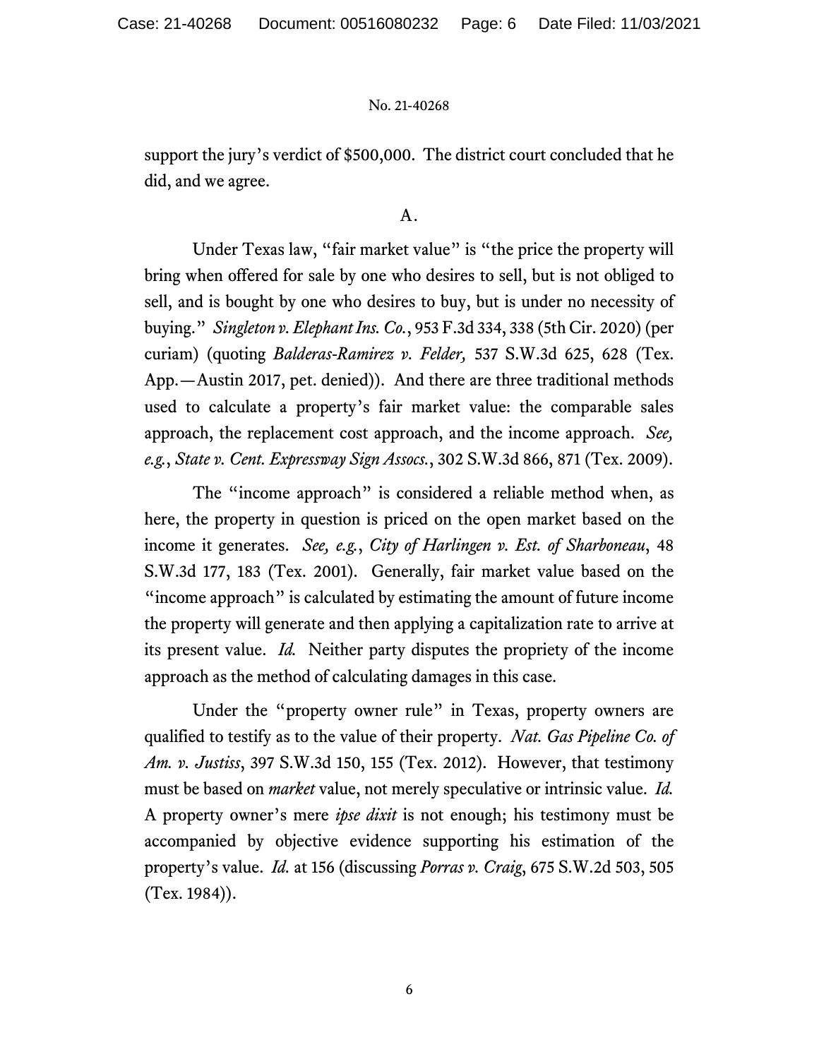support the jury's verdict of $500,000. The district court concluded that he did, and we agree.

A.

Under Texas law, "fair market value" is "the price the property will bring when offered for sale by one who desires to sell, but is not obliged to sell, and is bought by one who desires to buy, but is under no necessity of buying." *Singleton v. Elephant Ins. Co.*, 953 F.3d 334, 338 (5th Cir. 2020) (per curiam) (quoting *Balderas-Ramirez v. Felder,* 537 S.W.3d 625, 628 (Tex. App.—Austin 2017, pet. denied)). And there are three traditional methods used to calculate a property's fair market value: the comparable sales approach, the replacement cost approach, and the income approach. *See, e.g.*, *State v. Cent. Expressway Sign Assocs.*, 302 S.W.3d 866, 871 (Tex. 2009).

The "income approach" is considered a reliable method when, as here, the property in question is priced on the open market based on the income it generates. *See, e.g.*, *City of Harlingen v. Est. of Sharboneau*, 48 S.W.3d 177, 183 (Tex. 2001). Generally, fair market value based on the "income approach" is calculated by estimating the amount of future income the property will generate and then applying a capitalization rate to arrive at its present value. *Id.* Neither party disputes the propriety of the income approach as the method of calculating damages in this case.

Under the "property owner rule" in Texas, property owners are qualified to testify as to the value of their property. *Nat. Gas Pipeline Co. of Am. v. Justiss*, 397 S.W.3d 150, 155 (Tex. 2012). However, that testimony must be based on *market* value, not merely speculative or intrinsic value. *Id.* A property owner's mere *ipse dixit* is not enough; his testimony must be accompanied by objective evidence supporting his estimation of the property's value. *Id.* at 156 (discussing *Porras v. Craig*, 675 S.W.2d 503, 505 (Tex. 1984)).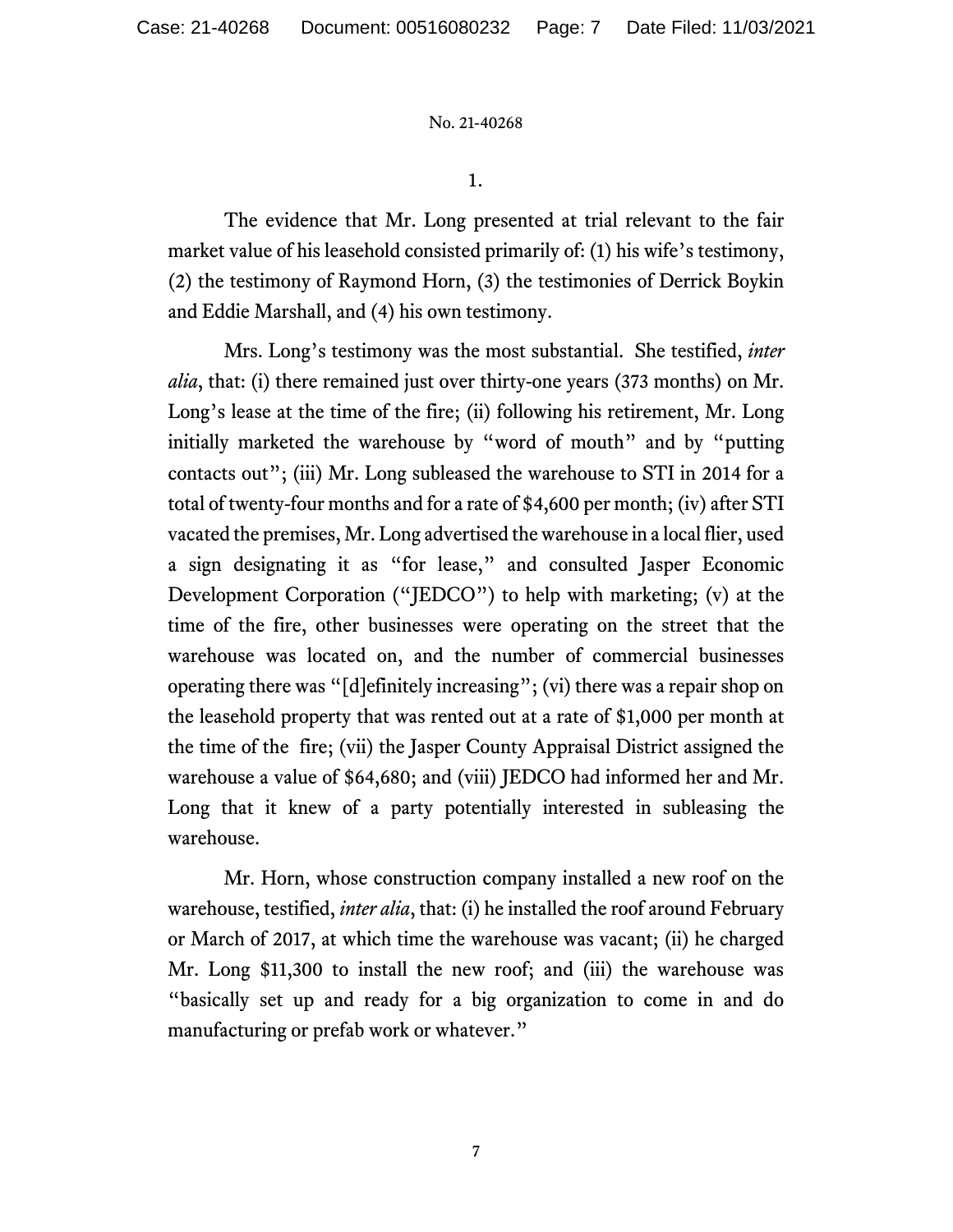1.

The evidence that Mr. Long presented at trial relevant to the fair market value of his leasehold consisted primarily of: (1) his wife's testimony, (2) the testimony of Raymond Horn, (3) the testimonies of Derrick Boykin and Eddie Marshall, and (4) his own testimony.

Mrs. Long's testimony was the most substantial. She testified, *inter alia*, that: (i) there remained just over thirty-one years (373 months) on Mr. Long's lease at the time of the fire; (ii) following his retirement, Mr. Long initially marketed the warehouse by "word of mouth" and by "putting contacts out"; (iii) Mr. Long subleased the warehouse to STI in 2014 for a total of twenty-four months and for a rate of $4,600 per month; (iv) after STI vacated the premises, Mr. Long advertised the warehouse in a local flier, used a sign designating it as "for lease," and consulted Jasper Economic Development Corporation ("JEDCO") to help with marketing; (v) at the time of the fire, other businesses were operating on the street that the warehouse was located on, and the number of commercial businesses operating there was "[d]efinitely increasing"; (vi) there was a repair shop on the leasehold property that was rented out at a rate of $1,000 per month at the time of the fire; (vii) the Jasper County Appraisal District assigned the warehouse a value of $64,680; and (viii) JEDCO had informed her and Mr. Long that it knew of a party potentially interested in subleasing the warehouse.

Mr. Horn, whose construction company installed a new roof on the warehouse, testified, *inter alia*, that: (i) he installed the roof around February or March of 2017, at which time the warehouse was vacant; (ii) he charged Mr. Long $11,300 to install the new roof; and (iii) the warehouse was "basically set up and ready for a big organization to come in and do manufacturing or prefab work or whatever."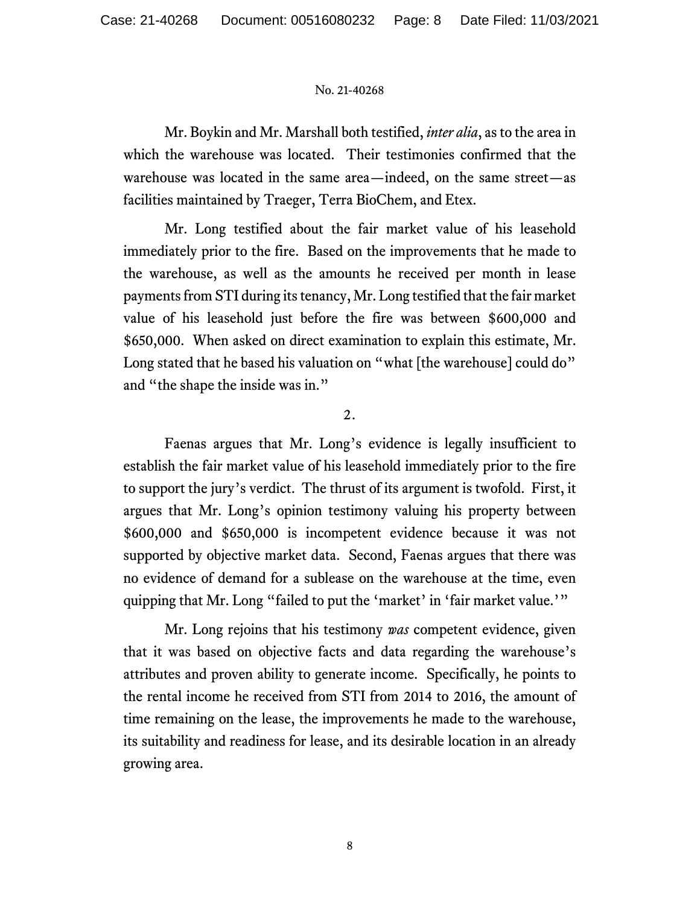Mr. Boykin and Mr. Marshall both testified, *inter alia*, as to the area in which the warehouse was located. Their testimonies confirmed that the warehouse was located in the same area—indeed, on the same street—as facilities maintained by Traeger, Terra BioChem, and Etex.

Mr. Long testified about the fair market value of his leasehold immediately prior to the fire. Based on the improvements that he made to the warehouse, as well as the amounts he received per month in lease payments from STI during its tenancy, Mr. Long testified that the fair market value of his leasehold just before the fire was between $600,000 and $650,000. When asked on direct examination to explain this estimate, Mr. Long stated that he based his valuation on "what [the warehouse] could do" and "the shape the inside was in."

2.

Faenas argues that Mr. Long's evidence is legally insufficient to establish the fair market value of his leasehold immediately prior to the fire to support the jury's verdict. The thrust of its argument is twofold. First, it argues that Mr. Long's opinion testimony valuing his property between $600,000 and $650,000 is incompetent evidence because it was not supported by objective market data. Second, Faenas argues that there was no evidence of demand for a sublease on the warehouse at the time, even quipping that Mr. Long "failed to put the 'market' in 'fair market value.'"

Mr. Long rejoins that his testimony *was* competent evidence, given that it was based on objective facts and data regarding the warehouse's attributes and proven ability to generate income. Specifically, he points to the rental income he received from STI from 2014 to 2016, the amount of time remaining on the lease, the improvements he made to the warehouse, its suitability and readiness for lease, and its desirable location in an already growing area.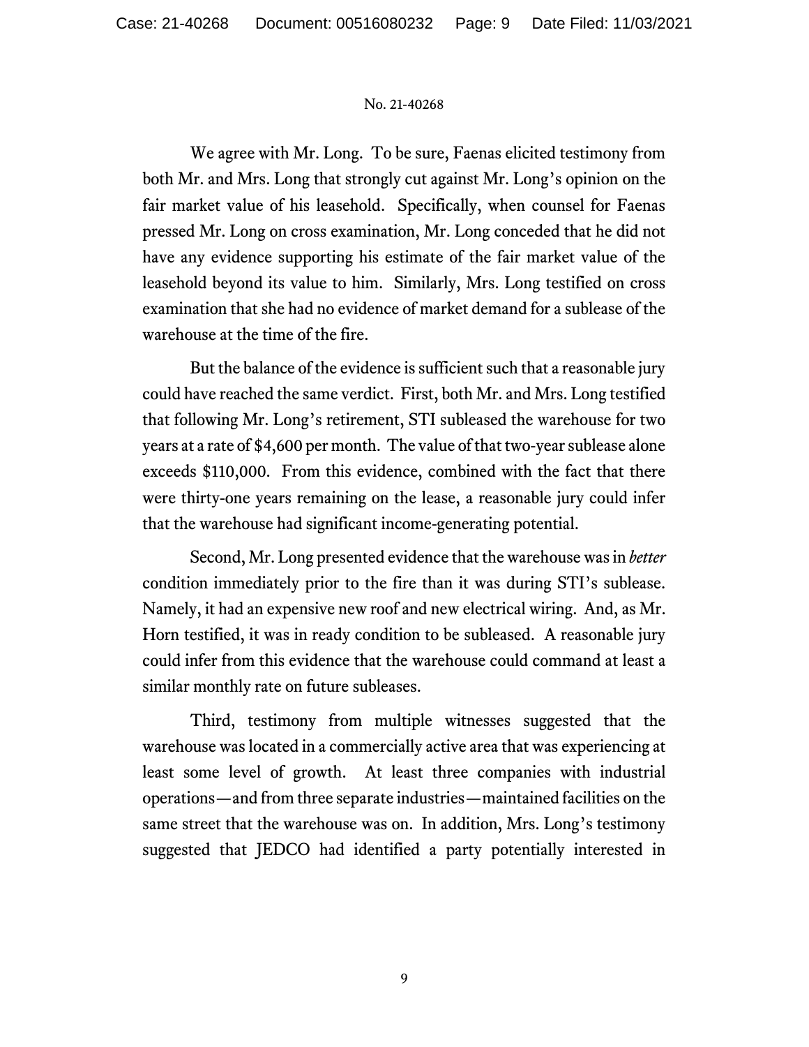We agree with Mr. Long. To be sure, Faenas elicited testimony from both Mr. and Mrs. Long that strongly cut against Mr. Long's opinion on the fair market value of his leasehold. Specifically, when counsel for Faenas pressed Mr. Long on cross examination, Mr. Long conceded that he did not have any evidence supporting his estimate of the fair market value of the leasehold beyond its value to him. Similarly, Mrs. Long testified on cross examination that she had no evidence of market demand for a sublease of the warehouse at the time of the fire.

But the balance of the evidence is sufficient such that a reasonable jury could have reached the same verdict. First, both Mr. and Mrs. Long testified that following Mr. Long's retirement, STI subleased the warehouse for two years at a rate of $4,600 per month. The value of that two-year sublease alone exceeds $110,000. From this evidence, combined with the fact that there were thirty-one years remaining on the lease, a reasonable jury could infer that the warehouse had significant income-generating potential.

Second, Mr. Long presented evidence that the warehouse was in *better* condition immediately prior to the fire than it was during STI's sublease. Namely, it had an expensive new roof and new electrical wiring. And, as Mr. Horn testified, it was in ready condition to be subleased. A reasonable jury could infer from this evidence that the warehouse could command at least a similar monthly rate on future subleases.

Third, testimony from multiple witnesses suggested that the warehouse was located in a commercially active area that was experiencing at least some level of growth. At least three companies with industrial operations—and from three separate industries—maintained facilities on the same street that the warehouse was on. In addition, Mrs. Long's testimony suggested that JEDCO had identified a party potentially interested in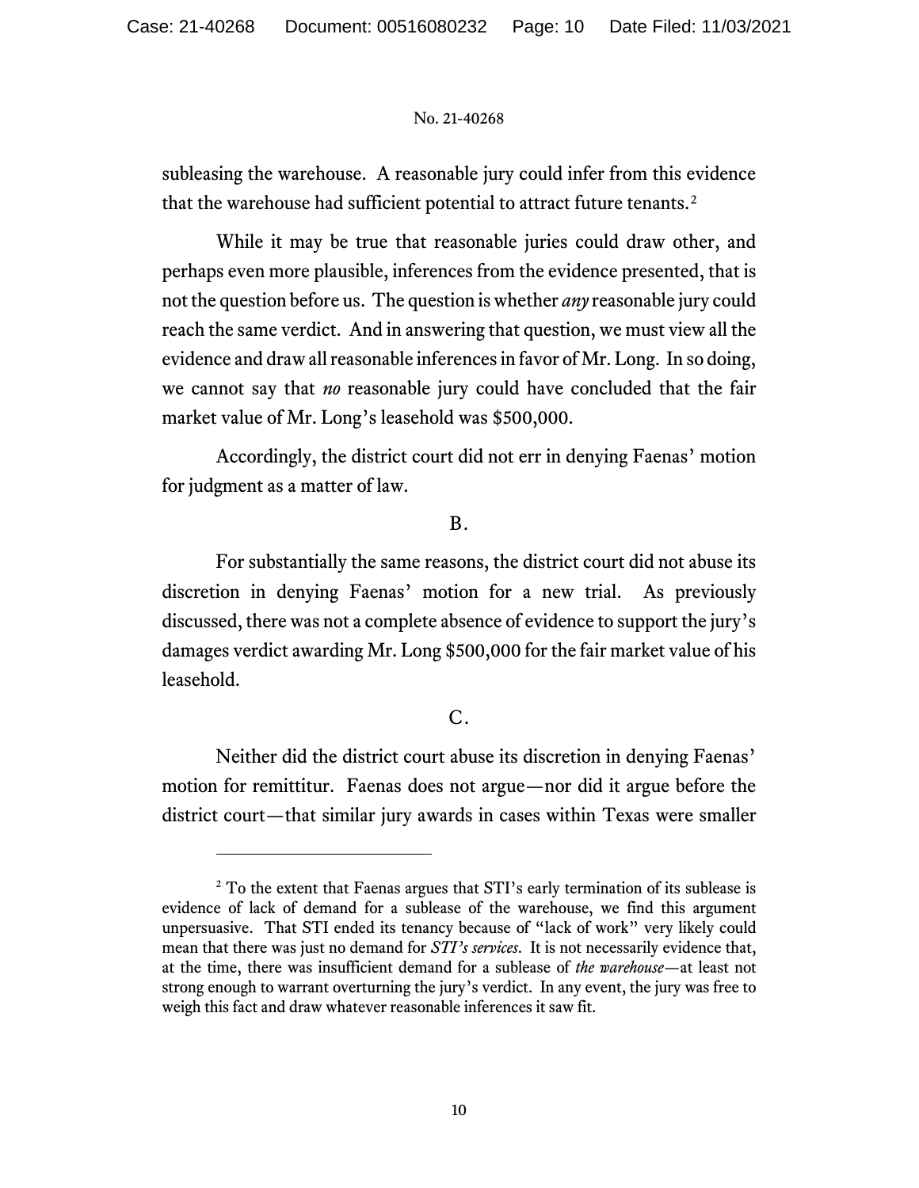subleasing the warehouse. A reasonable jury could infer from this evidence that the warehouse had sufficient potential to attract future tenants.[2]

While it may be true that reasonable juries could draw other, and perhaps even more plausible, inferences from the evidence presented, that is not the question before us. The question is whether *any* reasonable jury could reach the same verdict. And in answering that question, we must view all the evidence and draw all reasonable inferences in favor of Mr. Long. In so doing, we cannot say that *no* reasonable jury could have concluded that the fair market value of Mr. Long's leasehold was $500,000.

Accordingly, the district court did not err in denying Faenas' motion for judgment as a matter of law.

### B.

For substantially the same reasons, the district court did not abuse its discretion in denying Faenas' motion for a new trial. As previously discussed, there was not a complete absence of evidence to support the jury's damages verdict awarding Mr. Long $500,000 for the fair market value of his leasehold.

### C.

Neither did the district court abuse its discretion in denying Faenas' motion for remittitur. Faenas does not argue—nor did it argue before the district court—that similar jury awards in cases within Texas were smaller

---

[2] To the extent that Faenas argues that STI's early termination of its sublease is evidence of lack of demand for a sublease of the warehouse, we find this argument unpersuasive. That STI ended its tenancy because of "lack of work" very likely could mean that there was just no demand for *STI's services*. It is not necessarily evidence that, at the time, there was insufficient demand for a sublease of *the warehouse*—at least not strong enough to warrant overturning the jury's verdict. In any event, the jury was free to weigh this fact and draw whatever reasonable inferences it saw fit.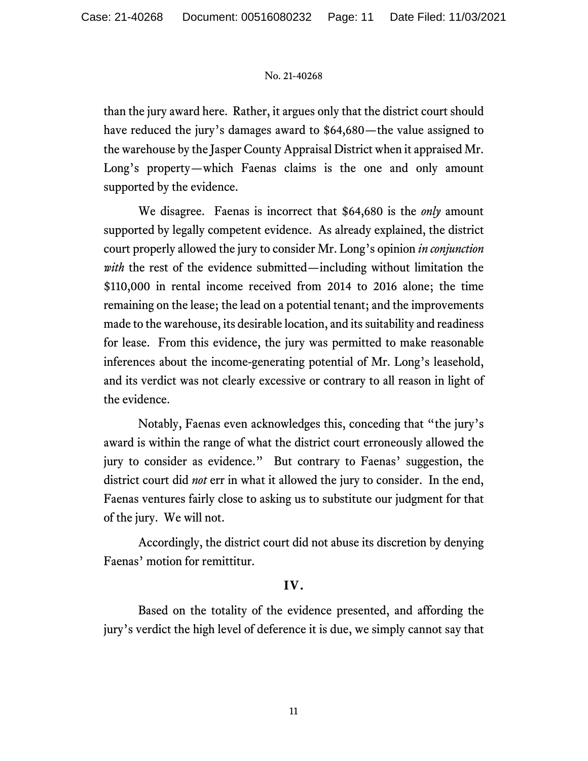than the jury award here. Rather, it argues only that the district court should have reduced the jury's damages award to $64,680—the value assigned to the warehouse by the Jasper County Appraisal District when it appraised Mr. Long's property—which Faenas claims is the one and only amount supported by the evidence.

We disagree. Faenas is incorrect that $64,680 is the *only* amount supported by legally competent evidence. As already explained, the district court properly allowed the jury to consider Mr. Long's opinion *in conjunction with* the rest of the evidence submitted—including without limitation the $110,000 in rental income received from 2014 to 2016 alone; the time remaining on the lease; the lead on a potential tenant; and the improvements made to the warehouse, its desirable location, and its suitability and readiness for lease. From this evidence, the jury was permitted to make reasonable inferences about the income-generating potential of Mr. Long's leasehold, and its verdict was not clearly excessive or contrary to all reason in light of the evidence.

Notably, Faenas even acknowledges this, conceding that "the jury's award is within the range of what the district court erroneously allowed the jury to consider as evidence." But contrary to Faenas' suggestion, the district court did *not* err in what it allowed the jury to consider. In the end, Faenas ventures fairly close to asking us to substitute our judgment for that of the jury. We will not.

Accordingly, the district court did not abuse its discretion by denying Faenas' motion for remittitur.

## IV.

Based on the totality of the evidence presented, and affording the jury's verdict the high level of deference it is due, we simply cannot say that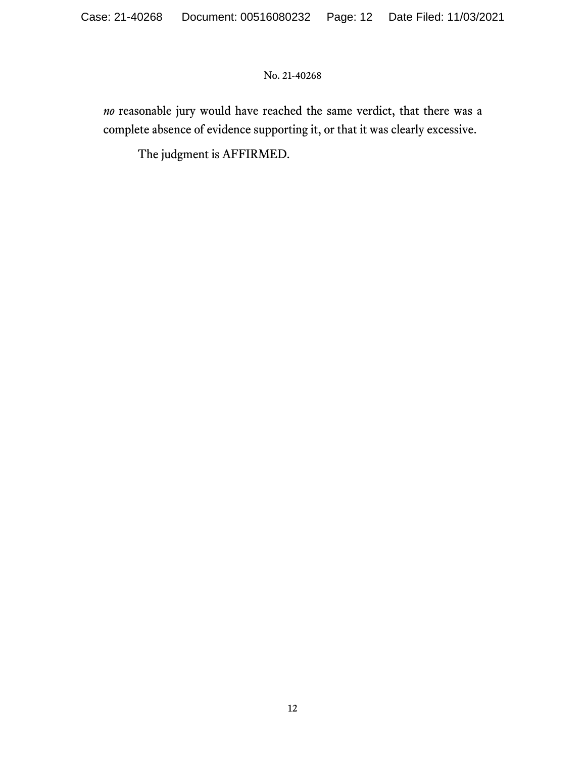*no* reasonable jury would have reached the same verdict, that there was a complete absence of evidence supporting it, or that it was clearly excessive.

The judgment is AFFIRMED.